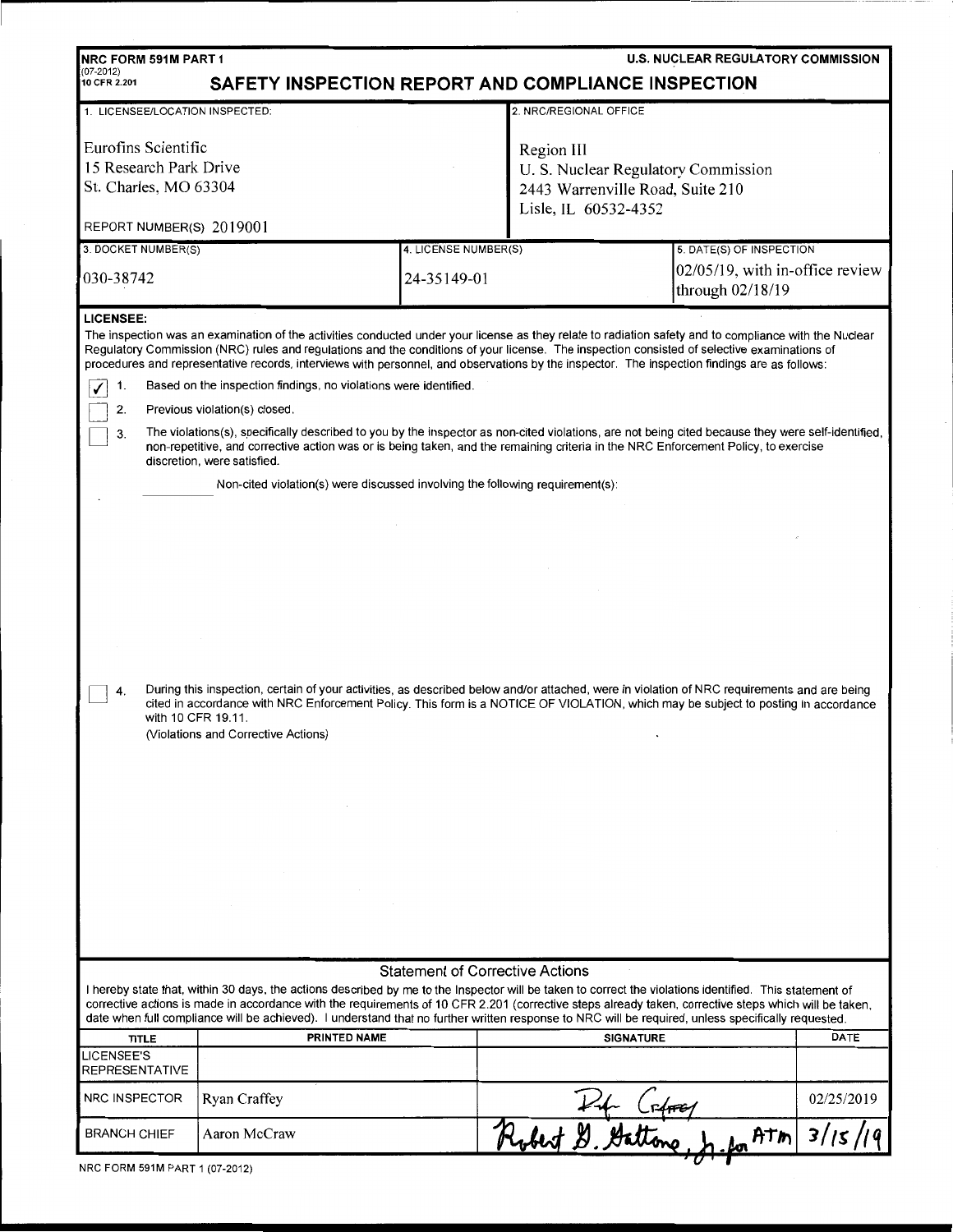NRC FORM 591M PART 1
(07-2012)
10 CFR 2.201

U.S. NUCLEAR REGULATORY COMMISSION

# SAFETY INSPECTION REPORT AND COMPLIANCE INSPECTION

| 1. LICENSEE/LOCATION INSPECTED: | 2. NRC/REGIONAL OFFICE |
|---|---|
| Eurofins Scientific<br>15 Research Park Drive<br>St. Charles, MO 63304<br><br>REPORT NUMBER(S) 2019001 | Region III<br>U. S. Nuclear Regulatory Commission<br>2443 Warrenville Road, Suite 210<br>Lisle, IL 60532-4352 |

| 3. DOCKET NUMBER(S) | 4. LICENSE NUMBER(S) | 5. DATE(S) OF INSPECTION |
|---|---|---|
| 030-38742 | 24-35149-01 | 02/05/19, with in-office review through 02/18/19 |

**LICENSEE:**

The inspection was an examination of the activities conducted under your license as they relate to radiation safety and to compliance with the Nuclear Regulatory Commission (NRC) rules and regulations and the conditions of your license. The inspection consisted of selective examinations of procedures and representative records, interviews with personnel, and observations by the inspector. The inspection findings are as follows:

- [x] 1. Based on the inspection findings, no violations were identified.
- [ ] 2. Previous violation(s) closed.
- [ ] 3. The violations(s), specifically described to you by the inspector as non-cited violations, are not being cited because they were self-identified, non-repetitive, and corrective action was or is being taken, and the remaining criteria in the NRC Enforcement Policy, to exercise discretion, were satisfied.

   Non-cited violation(s) were discussed involving the following requirement(s):

- [ ] 4. During this inspection, certain of your activities, as described below and/or attached, were in violation of NRC requirements and are being cited in accordance with NRC Enforcement Policy. This form is a NOTICE OF VIOLATION, which may be subject to posting in accordance with 10 CFR 19.11.
   (Violations and Corrective Actions)

## Statement of Corrective Actions

I hereby state that, within 30 days, the actions described by me to the Inspector will be taken to correct the violations identified. This statement of corrective actions is made in accordance with the requirements of 10 CFR 2.201 (corrective steps already taken, corrective steps which will be taken, date when full compliance will be achieved). I understand that no further written response to NRC will be required, unless specifically requested.

| TITLE | PRINTED NAME | SIGNATURE | DATE |
|---|---|---|---|
| LICENSEE'S REPRESENTATIVE | | | |
| NRC INSPECTOR | Ryan Craffey | Ryan Craffey | 02/25/2019 |
| BRANCH CHIEF | Aaron McCraw | Robert G. Gattone, Jr. for ATM | 3/15/19 |

NRC FORM 591M PART 1 (07-2012)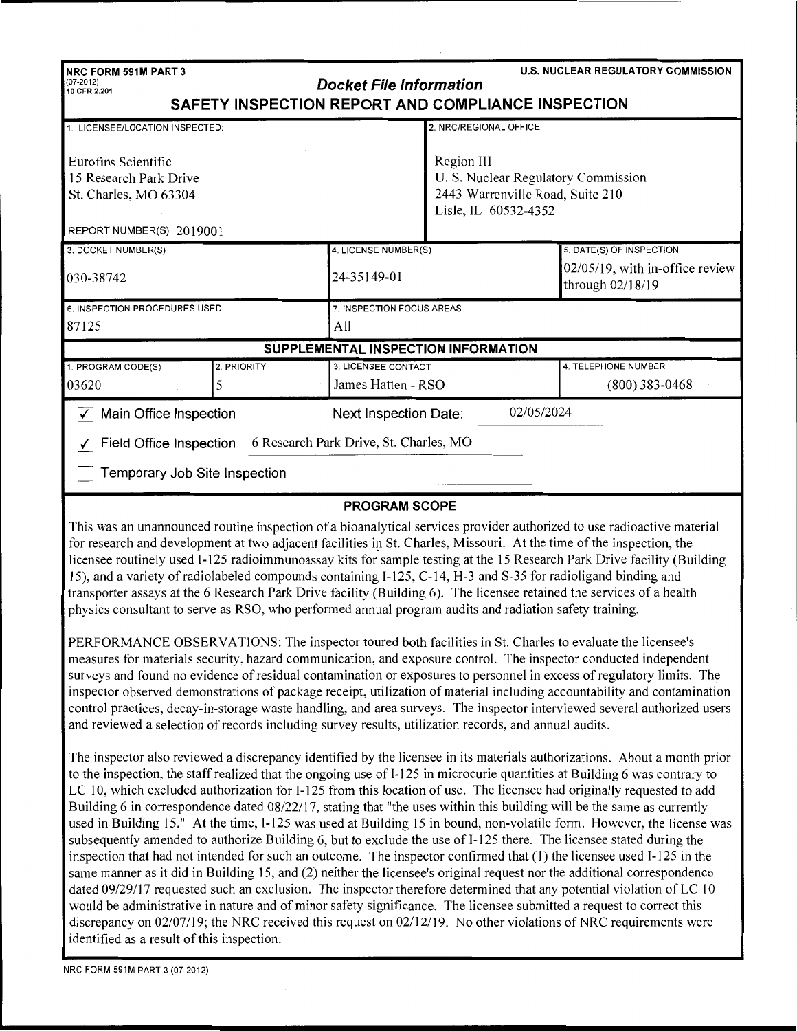NRC FORM 591M PART 3 (07-2012) 10 CFR 2.201

U.S. NUCLEAR REGULATORY COMMISSION

***Docket File Information***

## SAFETY INSPECTION REPORT AND COMPLIANCE INSPECTION

| | |
|---|---|
| 1. LICENSEE/LOCATION INSPECTED:<br><br>Eurofins Scientific<br>15 Research Park Drive<br>St. Charles, MO 63304<br><br>REPORT NUMBER(S) 2019001 | 2. NRC/REGIONAL OFFICE<br><br>Region III<br>U. S. Nuclear Regulatory Commission<br>2443 Warrenville Road, Suite 210<br>Lisle, IL 60532-4352 |

| 3. DOCKET NUMBER(S) | 4. LICENSE NUMBER(S) | 5. DATE(S) OF INSPECTION |
|---|---|---|
| 030-38742 | 24-35149-01 | 02/05/19, with in-office review through 02/18/19 |

| 6. INSPECTION PROCEDURES USED | 7. INSPECTION FOCUS AREAS |
|---|---|
| 87125 | All |

### SUPPLEMENTAL INSPECTION INFORMATION

| 1. PROGRAM CODE(S) | 2. PRIORITY | 3. LICENSEE CONTACT | 4. TELEPHONE NUMBER |
|---|---|---|---|
| 03620 | 5 | James Hatten - RSO | (800) 383-0468 |

☑ Main Office Inspection  Next Inspection Date: 02/05/2024

☑ Field Office Inspection  6 Research Park Drive, St. Charles, MO

☐ Temporary Job Site Inspection

### PROGRAM SCOPE

This was an unannounced routine inspection of a bioanalytical services provider authorized to use radioactive material for research and development at two adjacent facilities in St. Charles, Missouri. At the time of the inspection, the licensee routinely used I-125 radioimmunoassay kits for sample testing at the 15 Research Park Drive facility (Building 15), and a variety of radiolabeled compounds containing I-125, C-14, H-3 and S-35 for radioligand binding and transporter assays at the 6 Research Park Drive facility (Building 6). The licensee retained the services of a health physics consultant to serve as RSO, who performed annual program audits and radiation safety training.

PERFORMANCE OBSERVATIONS: The inspector toured both facilities in St. Charles to evaluate the licensee's measures for materials security, hazard communication, and exposure control. The inspector conducted independent surveys and found no evidence of residual contamination or exposures to personnel in excess of regulatory limits. The inspector observed demonstrations of package receipt, utilization of material including accountability and contamination control practices, decay-in-storage waste handling, and area surveys. The inspector interviewed several authorized users and reviewed a selection of records including survey results, utilization records, and annual audits.

The inspector also reviewed a discrepancy identified by the licensee in its materials authorizations. About a month prior to the inspection, the staff realized that the ongoing use of I-125 in microcurie quantities at Building 6 was contrary to LC 10, which excluded authorization for I-125 from this location of use. The licensee had originally requested to add Building 6 in correspondence dated 08/22/17, stating that "the uses within this building will be the same as currently used in Building 15." At the time, I-125 was used at Building 15 in bound, non-volatile form. However, the license was subsequently amended to authorize Building 6, but to exclude the use of I-125 there. The licensee stated during the inspection that had not intended for such an outcome. The inspector confirmed that (1) the licensee used I-125 in the same manner as it did in Building 15, and (2) neither the licensee's original request nor the additional correspondence dated 09/29/17 requested such an exclusion. The inspector therefore determined that any potential violation of LC 10 would be administrative in nature and of minor safety significance. The licensee submitted a request to correct this discrepancy on 02/07/19; the NRC received this request on 02/12/19. No other violations of NRC requirements were identified as a result of this inspection.

NRC FORM 591M PART 3 (07-2012)